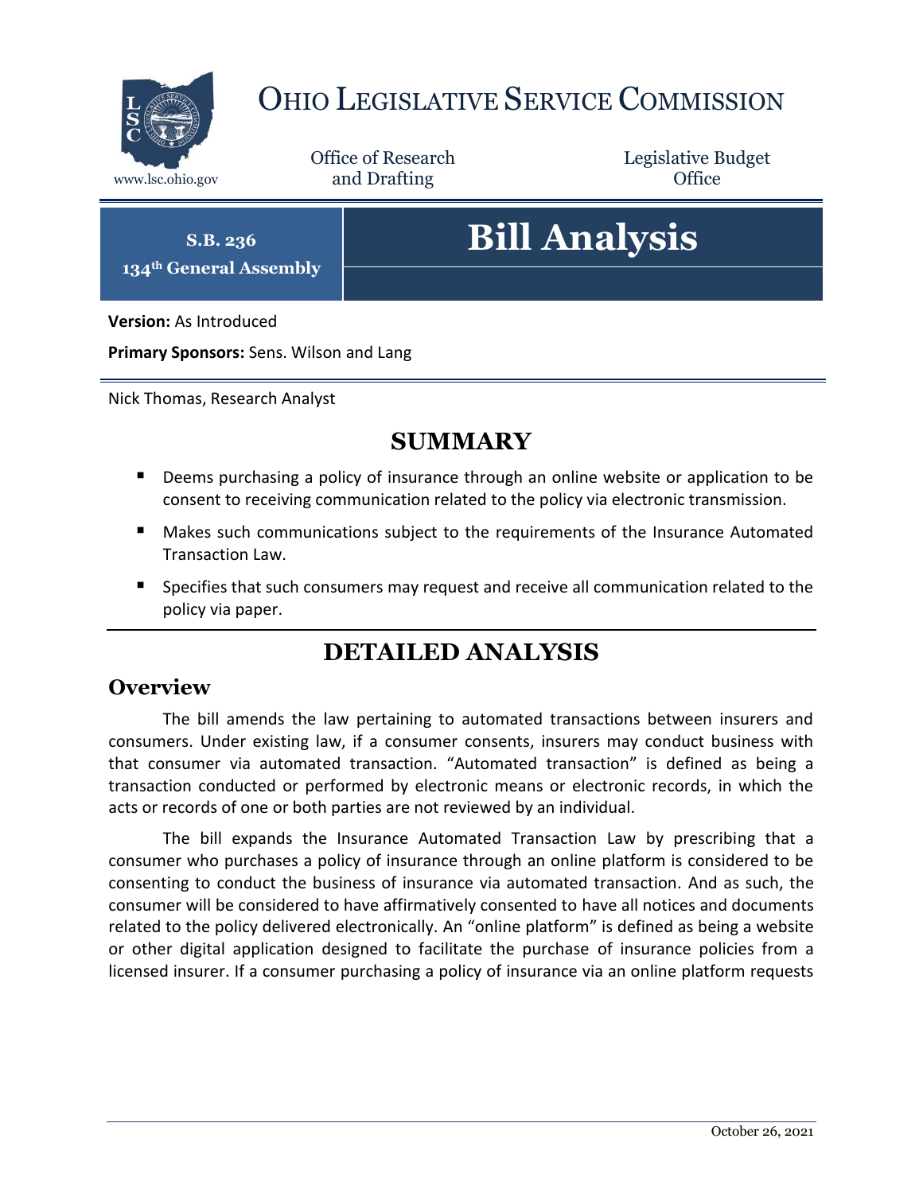# Ohio Legislative Service Commission

www.lsc.ohio.gov

Office of Research and Drafting

Legislative Budget Office

**S.B. 236**
**134th General Assembly**

# Bill Analysis

**Version:** As Introduced

**Primary Sponsors:** Sens. Wilson and Lang

Nick Thomas, Research Analyst

## SUMMARY

- Deems purchasing a policy of insurance through an online website or application to be consent to receiving communication related to the policy via electronic transmission.
- Makes such communications subject to the requirements of the Insurance Automated Transaction Law.
- Specifies that such consumers may request and receive all communication related to the policy via paper.

## DETAILED ANALYSIS

### Overview

The bill amends the law pertaining to automated transactions between insurers and consumers. Under existing law, if a consumer consents, insurers may conduct business with that consumer via automated transaction. "Automated transaction" is defined as being a transaction conducted or performed by electronic means or electronic records, in which the acts or records of one or both parties are not reviewed by an individual.

The bill expands the Insurance Automated Transaction Law by prescribing that a consumer who purchases a policy of insurance through an online platform is considered to be consenting to conduct the business of insurance via automated transaction. And as such, the consumer will be considered to have affirmatively consented to have all notices and documents related to the policy delivered electronically. An "online platform" is defined as being a website or other digital application designed to facilitate the purchase of insurance policies from a licensed insurer. If a consumer purchasing a policy of insurance via an online platform requests

October 26, 2021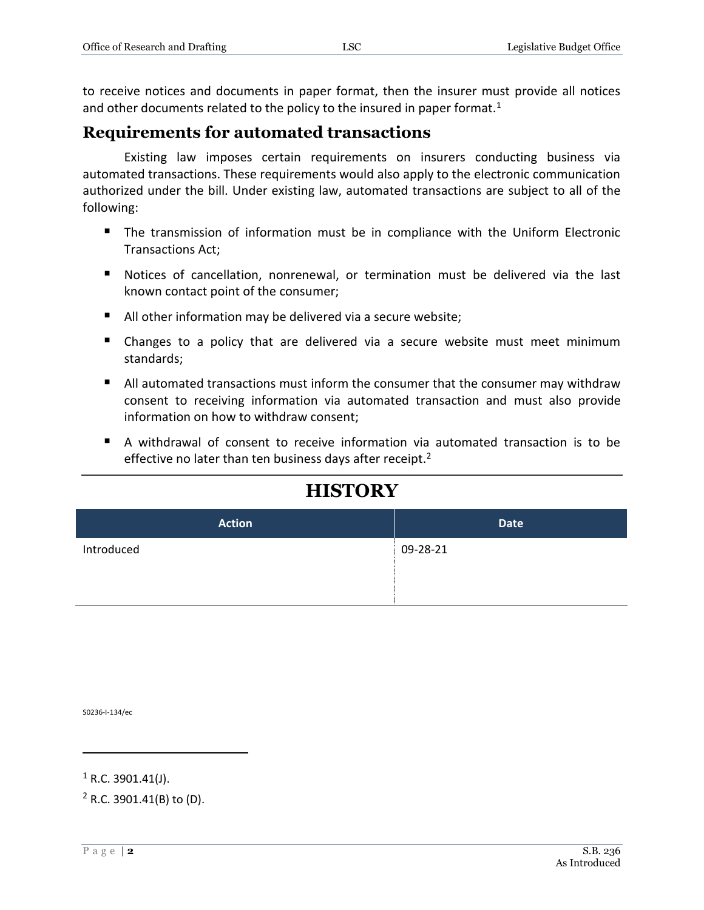to receive notices and documents in paper format, then the insurer must provide all notices and other documents related to the policy to the insured in paper format.[1]

## Requirements for automated transactions

Existing law imposes certain requirements on insurers conducting business via automated transactions. These requirements would also apply to the electronic communication authorized under the bill. Under existing law, automated transactions are subject to all of the following:

- The transmission of information must be in compliance with the Uniform Electronic Transactions Act;
- Notices of cancellation, nonrenewal, or termination must be delivered via the last known contact point of the consumer;
- All other information may be delivered via a secure website;
- Changes to a policy that are delivered via a secure website must meet minimum standards;
- All automated transactions must inform the consumer that the consumer may withdraw consent to receiving information via automated transaction and must also provide information on how to withdraw consent;
- A withdrawal of consent to receive information via automated transaction is to be effective no later than ten business days after receipt.[2]

# HISTORY

| Action | Date |
| --- | --- |
| Introduced | 09-28-21 |

S0236-I-134/ec

[1] R.C. 3901.41(J).

[2] R.C. 3901.41(B) to (D).